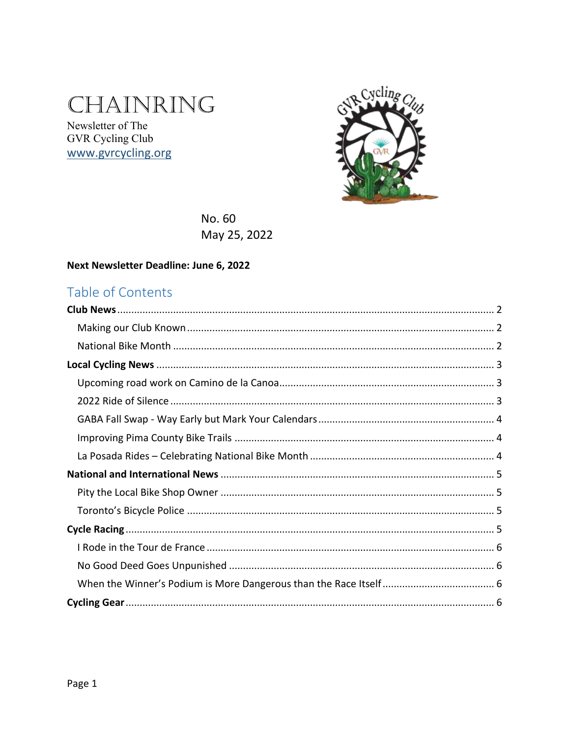# CHAINRING

Newsletter of The
GVR Cycling Club
www.gvrcycling.org

No. 60
May 25, 2022

**Next Newsletter Deadline: June 6, 2022**

## Table of Contents

**Club News** ..... 2
- Making our Club Known ..... 2
- National Bike Month ..... 2

**Local Cycling News** ..... 3
- Upcoming road work on Camino de la Canoa ..... 3
- 2022 Ride of Silence ..... 3
- GABA Fall Swap - Way Early but Mark Your Calendars ..... 4
- Improving Pima County Bike Trails ..... 4
- La Posada Rides – Celebrating National Bike Month ..... 4

**National and International News** ..... 5
- Pity the Local Bike Shop Owner ..... 5
- Toronto's Bicycle Police ..... 5

**Cycle Racing** ..... 5
- I Rode in the Tour de France ..... 6
- No Good Deed Goes Unpunished ..... 6
- When the Winner's Podium is More Dangerous than the Race Itself ..... 6

**Cycling Gear** ..... 6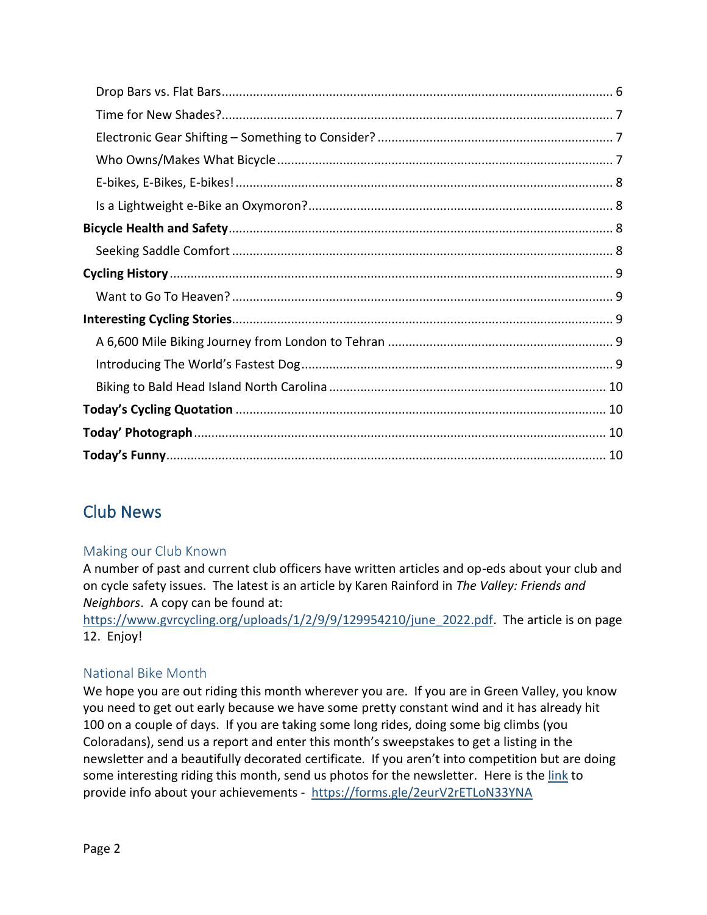Drop Bars vs. Flat Bars ........................................................................................................ 6
Time for New Shades? ........................................................................................................ 7
Electronic Gear Shifting – Something to Consider? ........................................................... 7
Who Owns/Makes What Bicycle ......................................................................................... 7
E-bikes, E-Bikes, E-bikes! ..................................................................................................... 8
Is a Lightweight e-Bike an Oxymoron? ................................................................................ 8
**Bicycle Health and Safety** ...................................................................................................... 8
Seeking Saddle Comfort ..................................................................................................... 8
**Cycling History** ....................................................................................................................... 9
Want to Go To Heaven? ...................................................................................................... 9
**Interesting Cycling Stories** ...................................................................................................... 9
A 6,600 Mile Biking Journey from London to Tehran .......................................................... 9
Introducing The World's Fastest Dog .................................................................................. 9
Biking to Bald Head Island North Carolina ........................................................................ 10
**Today's Cycling Quotation** ................................................................................................... 10
**Today' Photograph** ................................................................................................................ 10
**Today's Funny** ........................................................................................................................ 10

## Club News

### Making our Club Known

A number of past and current club officers have written articles and op-eds about your club and on cycle safety issues. The latest is an article by Karen Rainford in *The Valley: Friends and Neighbors*. A copy can be found at: https://www.gvrcycling.org/uploads/1/2/9/9/129954210/june_2022.pdf. The article is on page 12. Enjoy!

### National Bike Month

We hope you are out riding this month wherever you are. If you are in Green Valley, you know you need to get out early because we have some pretty constant wind and it has already hit 100 on a couple of days. If you are taking some long rides, doing some big climbs (you Coloradans), send us a report and enter this month's sweepstakes to get a listing in the newsletter and a beautifully decorated certificate. If you aren't into competition but are doing some interesting riding this month, send us photos for the newsletter. Here is the link to provide info about your achievements - https://forms.gle/2eurV2rETLoN33YNA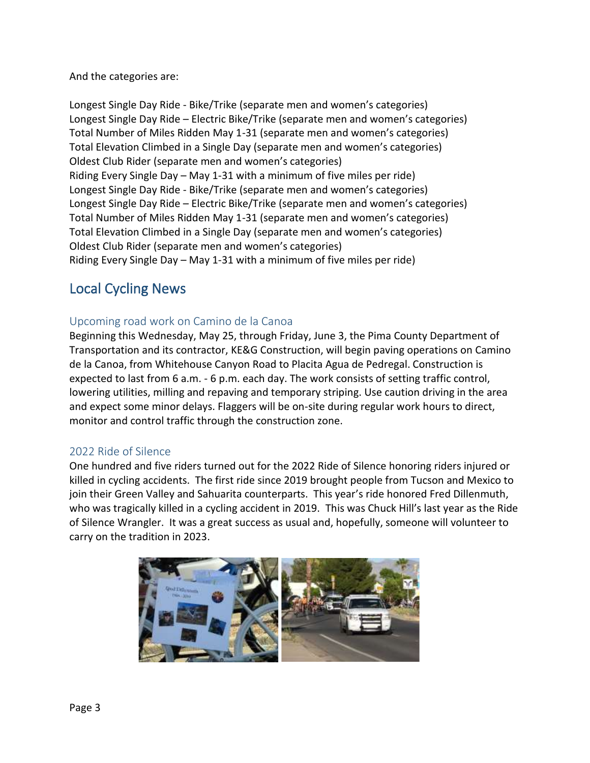And the categories are:

Longest Single Day Ride - Bike/Trike (separate men and women's categories)
Longest Single Day Ride – Electric Bike/Trike (separate men and women's categories)
Total Number of Miles Ridden May 1-31 (separate men and women's categories)
Total Elevation Climbed in a Single Day (separate men and women's categories)
Oldest Club Rider (separate men and women's categories)
Riding Every Single Day – May 1-31 with a minimum of five miles per ride)
Longest Single Day Ride - Bike/Trike (separate men and women's categories)
Longest Single Day Ride – Electric Bike/Trike (separate men and women's categories)
Total Number of Miles Ridden May 1-31 (separate men and women's categories)
Total Elevation Climbed in a Single Day (separate men and women's categories)
Oldest Club Rider (separate men and women's categories)
Riding Every Single Day – May 1-31 with a minimum of five miles per ride)

## Local Cycling News

### Upcoming road work on Camino de la Canoa

Beginning this Wednesday, May 25, through Friday, June 3, the Pima County Department of Transportation and its contractor, KE&G Construction, will begin paving operations on Camino de la Canoa, from Whitehouse Canyon Road to Placita Agua de Pedregal. Construction is expected to last from 6 a.m. - 6 p.m. each day. The work consists of setting traffic control, lowering utilities, milling and repaving and temporary striping. Use caution driving in the area and expect some minor delays. Flaggers will be on-site during regular work hours to direct, monitor and control traffic through the construction zone.

### 2022 Ride of Silence

One hundred and five riders turned out for the 2022 Ride of Silence honoring riders injured or killed in cycling accidents. The first ride since 2019 brought people from Tucson and Mexico to join their Green Valley and Sahuarita counterparts. This year's ride honored Fred Dillenmuth, who was tragically killed in a cycling accident in 2019. This was Chuck Hill's last year as the Ride of Silence Wrangler. It was a great success as usual and, hopefully, someone will volunteer to carry on the tradition in 2023.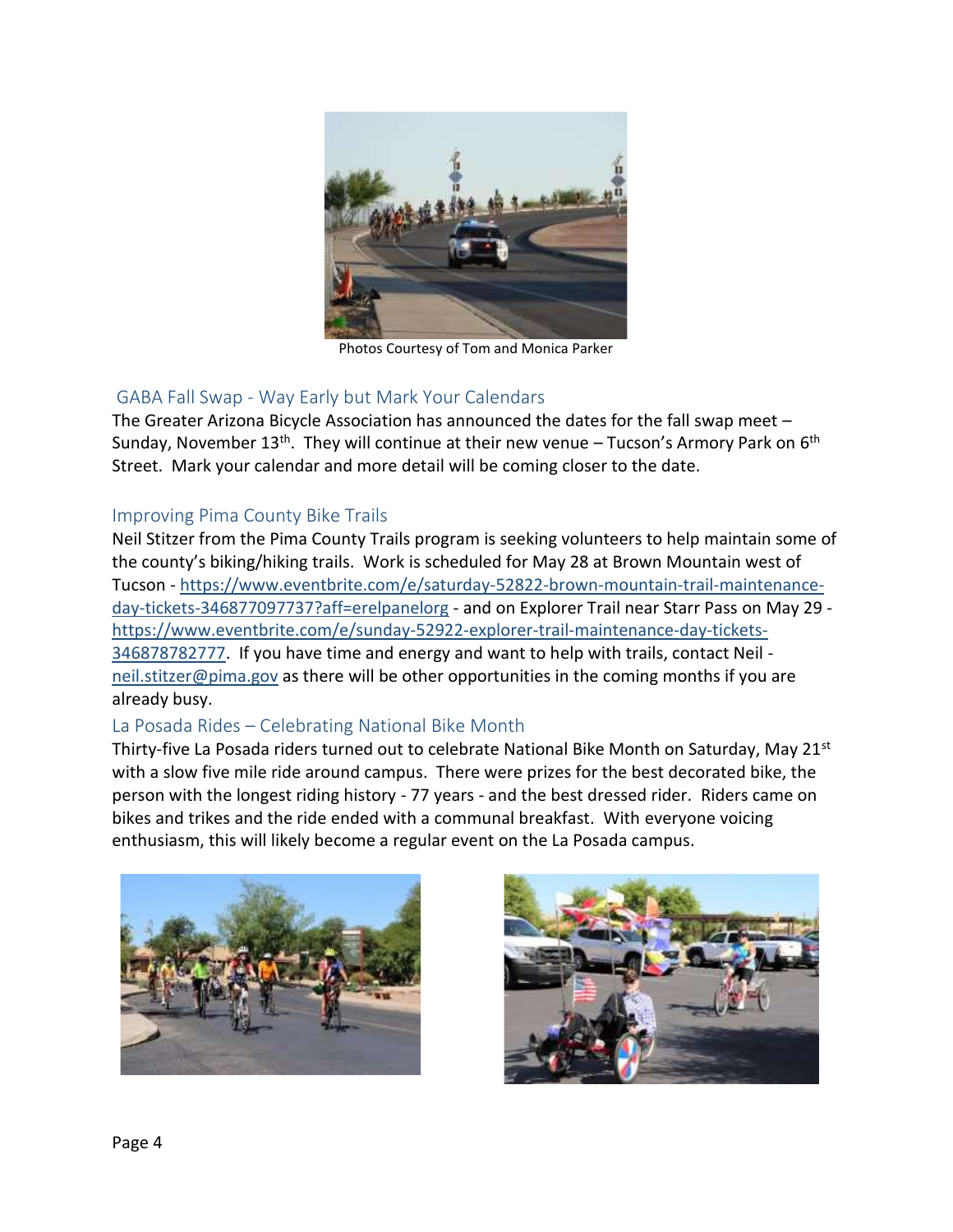Photos Courtesy of Tom and Monica Parker

## GABA Fall Swap - Way Early but Mark Your Calendars

The Greater Arizona Bicycle Association has announced the dates for the fall swap meet – Sunday, November 13th. They will continue at their new venue – Tucson's Armory Park on 6th Street. Mark your calendar and more detail will be coming closer to the date.

## Improving Pima County Bike Trails

Neil Stitzer from the Pima County Trails program is seeking volunteers to help maintain some of the county's biking/hiking trails. Work is scheduled for May 28 at Brown Mountain west of Tucson - https://www.eventbrite.com/e/saturday-52822-brown-mountain-trail-maintenance-day-tickets-346877097737?aff=erelpanelorg - and on Explorer Trail near Starr Pass on May 29 - https://www.eventbrite.com/e/sunday-52922-explorer-trail-maintenance-day-tickets-346878782777. If you have time and energy and want to help with trails, contact Neil - neil.stitzer@pima.gov as there will be other opportunities in the coming months if you are already busy.

## La Posada Rides – Celebrating National Bike Month

Thirty-five La Posada riders turned out to celebrate National Bike Month on Saturday, May 21st with a slow five mile ride around campus. There were prizes for the best decorated bike, the person with the longest riding history - 77 years - and the best dressed rider. Riders came on bikes and trikes and the ride ended with a communal breakfast. With everyone voicing enthusiasm, this will likely become a regular event on the La Posada campus.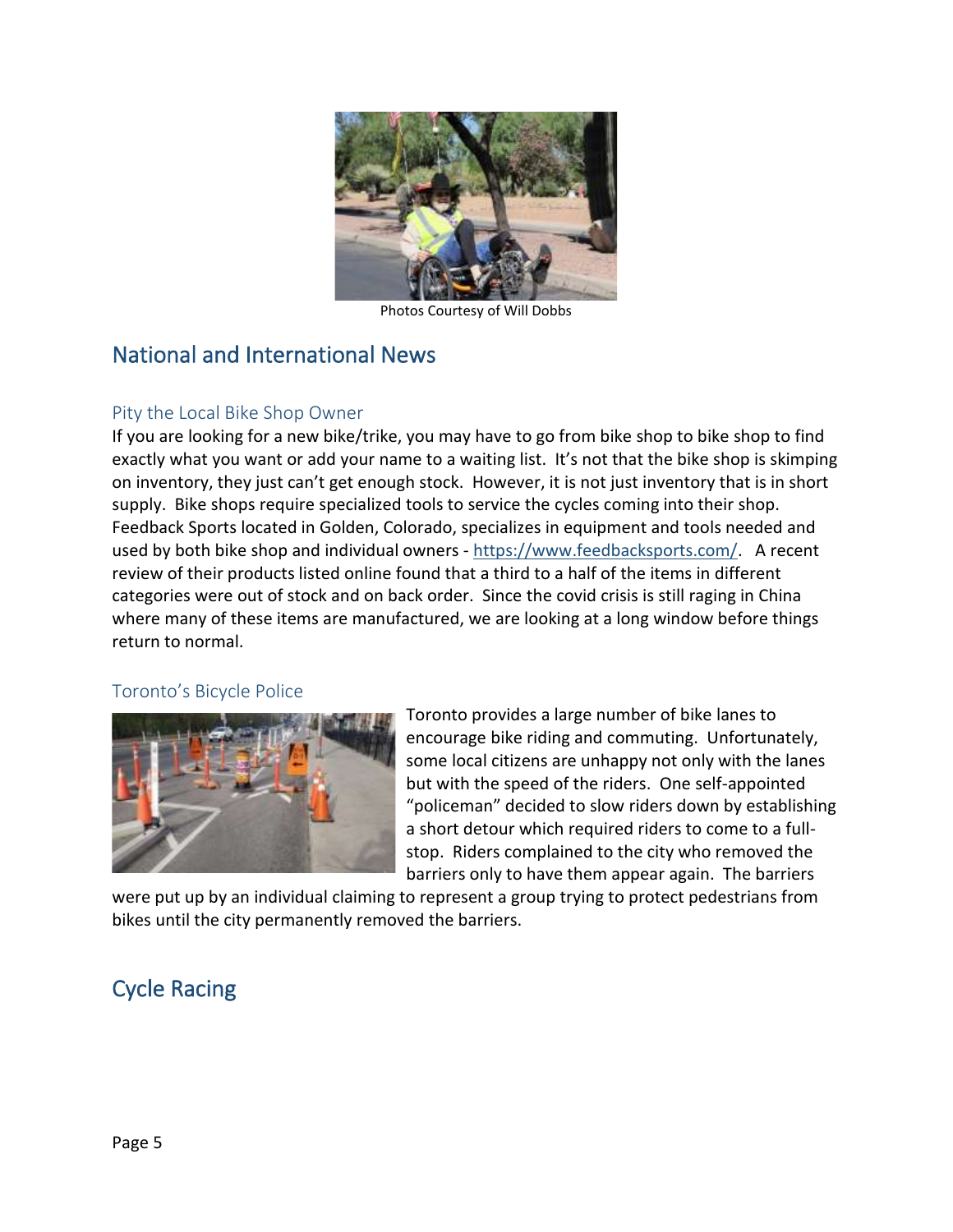Photos Courtesy of Will Dobbs

## National and International News

### Pity the Local Bike Shop Owner

If you are looking for a new bike/trike, you may have to go from bike shop to bike shop to find exactly what you want or add your name to a waiting list. It's not that the bike shop is skimping on inventory, they just can't get enough stock. However, it is not just inventory that is in short supply. Bike shops require specialized tools to service the cycles coming into their shop. Feedback Sports located in Golden, Colorado, specializes in equipment and tools needed and used by both bike shop and individual owners - https://www.feedbacksports.com/. A recent review of their products listed online found that a third to a half of the items in different categories were out of stock and on back order. Since the covid crisis is still raging in China where many of these items are manufactured, we are looking at a long window before things return to normal.

### Toronto's Bicycle Police

Toronto provides a large number of bike lanes to encourage bike riding and commuting. Unfortunately, some local citizens are unhappy not only with the lanes but with the speed of the riders. One self-appointed "policeman" decided to slow riders down by establishing a short detour which required riders to come to a full-stop. Riders complained to the city who removed the barriers only to have them appear again. The barriers were put up by an individual claiming to represent a group trying to protect pedestrians from bikes until the city permanently removed the barriers.

## Cycle Racing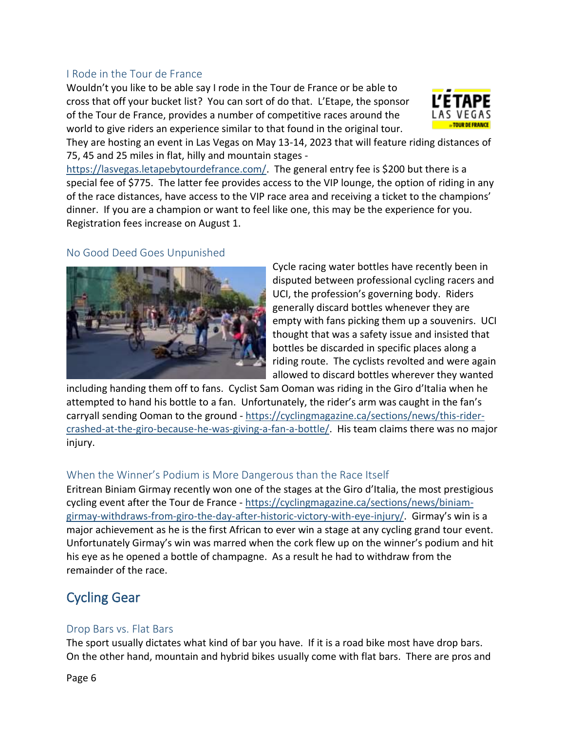### I Rode in the Tour de France

Wouldn't you like to be able say I rode in the Tour de France or be able to cross that off your bucket list? You can sort of do that. L'Etape, the sponsor of the Tour de France, provides a number of competitive races around the world to give riders an experience similar to that found in the original tour. They are hosting an event in Las Vegas on May 13-14, 2023 that will feature riding distances of 75, 45 and 25 miles in flat, hilly and mountain stages - https://lasvegas.letapebytourdefrance.com/. The general entry fee is $200 but there is a special fee of $775. The latter fee provides access to the VIP lounge, the option of riding in any of the race distances, have access to the VIP race area and receiving a ticket to the champions' dinner. If you are a champion or want to feel like one, this may be the experience for you. Registration fees increase on August 1.

### No Good Deed Goes Unpunished

Cycle racing water bottles have recently been in disputed between professional cycling racers and UCI, the profession's governing body. Riders generally discard bottles whenever they are empty with fans picking them up a souvenirs. UCI thought that was a safety issue and insisted that bottles be discarded in specific places along a riding route. The cyclists revolted and were again allowed to discard bottles wherever they wanted including handing them off to fans. Cyclist Sam Ooman was riding in the Giro d'Italia when he attempted to hand his bottle to a fan. Unfortunately, the rider's arm was caught in the fan's carryall sending Ooman to the ground - https://cyclingmagazine.ca/sections/news/this-rider-crashed-at-the-giro-because-he-was-giving-a-fan-a-bottle/. His team claims there was no major injury.

### When the Winner's Podium is More Dangerous than the Race Itself

Eritrean Biniam Girmay recently won one of the stages at the Giro d'Italia, the most prestigious cycling event after the Tour de France - https://cyclingmagazine.ca/sections/news/biniam-girmay-withdraws-from-giro-the-day-after-historic-victory-with-eye-injury/. Girmay's win is a major achievement as he is the first African to ever win a stage at any cycling grand tour event. Unfortunately Girmay's win was marred when the cork flew up on the winner's podium and hit his eye as he opened a bottle of champagne. As a result he had to withdraw from the remainder of the race.

## Cycling Gear

### Drop Bars vs. Flat Bars

The sport usually dictates what kind of bar you have. If it is a road bike most have drop bars. On the other hand, mountain and hybrid bikes usually come with flat bars. There are pros and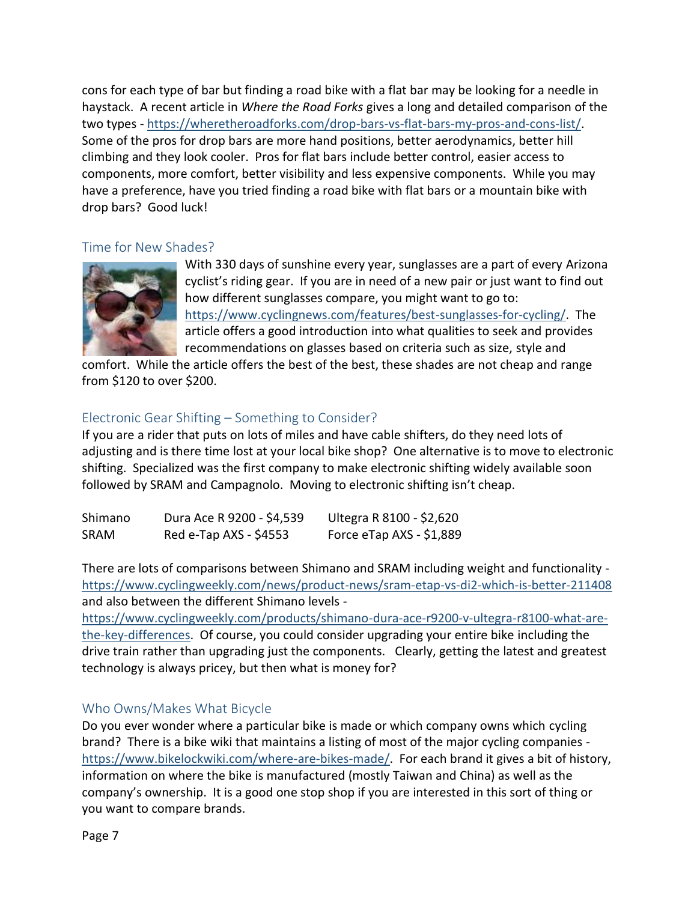cons for each type of bar but finding a road bike with a flat bar may be looking for a needle in haystack. A recent article in *Where the Road Forks* gives a long and detailed comparison of the two types - https://wheretheroadforks.com/drop-bars-vs-flat-bars-my-pros-and-cons-list/. Some of the pros for drop bars are more hand positions, better aerodynamics, better hill climbing and they look cooler. Pros for flat bars include better control, easier access to components, more comfort, better visibility and less expensive components. While you may have a preference, have you tried finding a road bike with flat bars or a mountain bike with drop bars? Good luck!

## Time for New Shades?

With 330 days of sunshine every year, sunglasses are a part of every Arizona cyclist's riding gear. If you are in need of a new pair or just want to find out how different sunglasses compare, you might want to go to: https://www.cyclingnews.com/features/best-sunglasses-for-cycling/. The article offers a good introduction into what qualities to seek and provides recommendations on glasses based on criteria such as size, style and comfort. While the article offers the best of the best, these shades are not cheap and range from $120 to over $200.

## Electronic Gear Shifting – Something to Consider?

If you are a rider that puts on lots of miles and have cable shifters, do they need lots of adjusting and is there time lost at your local bike shop? One alternative is to move to electronic shifting. Specialized was the first company to make electronic shifting widely available soon followed by SRAM and Campagnolo. Moving to electronic shifting isn't cheap.

| | | |
|---|---|---|
| Shimano | Dura Ace R 9200 - $4,539 | Ultegra R 8100 - $2,620 |
| SRAM | Red e-Tap AXS - $4553 | Force eTap AXS - $1,889 |

There are lots of comparisons between Shimano and SRAM including weight and functionality - https://www.cyclingweekly.com/news/product-news/sram-etap-vs-di2-which-is-better-211408 and also between the different Shimano levels - https://www.cyclingweekly.com/products/shimano-dura-ace-r9200-v-ultegra-r8100-what-are-the-key-differences. Of course, you could consider upgrading your entire bike including the drive train rather than upgrading just the components. Clearly, getting the latest and greatest technology is always pricey, but then what is money for?

## Who Owns/Makes What Bicycle

Do you ever wonder where a particular bike is made or which company owns which cycling brand? There is a bike wiki that maintains a listing of most of the major cycling companies - https://www.bikelockwiki.com/where-are-bikes-made/. For each brand it gives a bit of history, information on where the bike is manufactured (mostly Taiwan and China) as well as the company's ownership. It is a good one stop shop if you are interested in this sort of thing or you want to compare brands.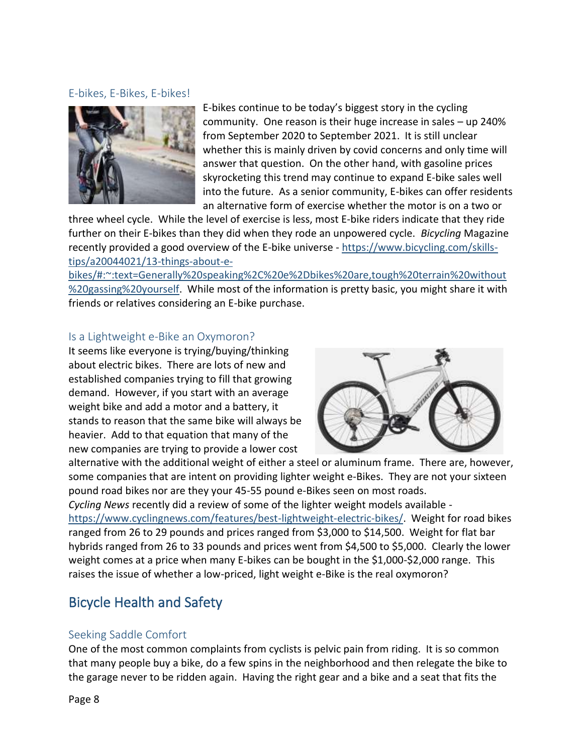### E-bikes, E-Bikes, E-bikes!

E-bikes continue to be today's biggest story in the cycling community. One reason is their huge increase in sales – up 240% from September 2020 to September 2021. It is still unclear whether this is mainly driven by covid concerns and only time will answer that question. On the other hand, with gasoline prices skyrocketing this trend may continue to expand E-bike sales well into the future. As a senior community, E-bikes can offer residents an alternative form of exercise whether the motor is on a two or three wheel cycle. While the level of exercise is less, most E-bike riders indicate that they ride further on their E-bikes than they did when they rode an unpowered cycle. *Bicycling* Magazine recently provided a good overview of the E-bike universe - https://www.bicycling.com/skills-tips/a20044021/13-things-about-e-bikes/#:~:text=Generally%20speaking%2C%20e%2Dbikes%20are,tough%20terrain%20without%20gassing%20yourself. While most of the information is pretty basic, you might share it with friends or relatives considering an E-bike purchase.

### Is a Lightweight e-Bike an Oxymoron?

It seems like everyone is trying/buying/thinking about electric bikes. There are lots of new and established companies trying to fill that growing demand. However, if you start with an average weight bike and add a motor and a battery, it stands to reason that the same bike will always be heavier. Add to that equation that many of the new companies are trying to provide a lower cost alternative with the additional weight of either a steel or aluminum frame. There are, however, some companies that are intent on providing lighter weight e-Bikes. They are not your sixteen pound road bikes nor are they your 45-55 pound e-Bikes seen on most roads.

*Cycling News* recently did a review of some of the lighter weight models available - https://www.cyclingnews.com/features/best-lightweight-electric-bikes/. Weight for road bikes ranged from 26 to 29 pounds and prices ranged from $3,000 to $14,500. Weight for flat bar hybrids ranged from 26 to 33 pounds and prices went from $4,500 to $5,000. Clearly the lower weight comes at a price when many E-bikes can be bought in the $1,000-$2,000 range. This raises the issue of whether a low-priced, light weight e-Bike is the real oxymoron?

## Bicycle Health and Safety

### Seeking Saddle Comfort

One of the most common complaints from cyclists is pelvic pain from riding. It is so common that many people buy a bike, do a few spins in the neighborhood and then relegate the bike to the garage never to be ridden again. Having the right gear and a bike and a seat that fits the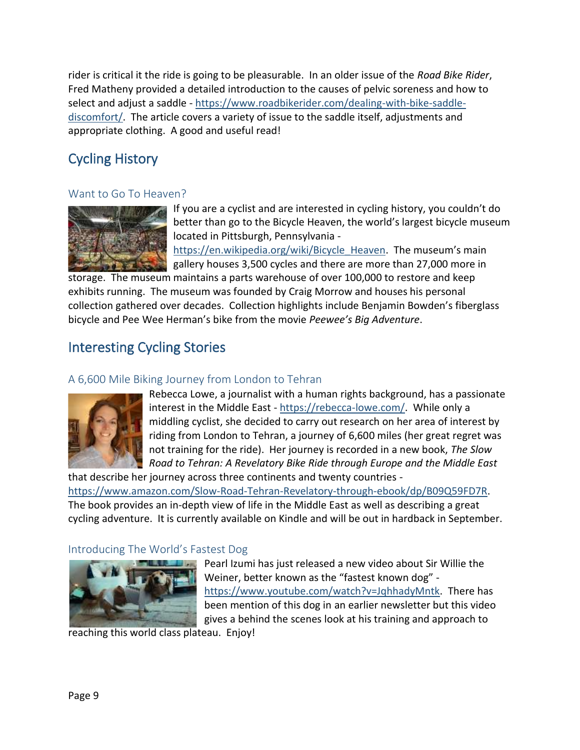rider is critical it the ride is going to be pleasurable. In an older issue of the *Road Bike Rider*, Fred Matheny provided a detailed introduction to the causes of pelvic soreness and how to select and adjust a saddle - https://www.roadbikerider.com/dealing-with-bike-saddle-discomfort/. The article covers a variety of issue to the saddle itself, adjustments and appropriate clothing. A good and useful read!

## Cycling History

### Want to Go To Heaven?

If you are a cyclist and are interested in cycling history, you couldn't do better than go to the Bicycle Heaven, the world's largest bicycle museum located in Pittsburgh, Pennsylvania - https://en.wikipedia.org/wiki/Bicycle_Heaven. The museum's main gallery houses 3,500 cycles and there are more than 27,000 more in storage. The museum maintains a parts warehouse of over 100,000 to restore and keep exhibits running. The museum was founded by Craig Morrow and houses his personal collection gathered over decades. Collection highlights include Benjamin Bowden's fiberglass bicycle and Pee Wee Herman's bike from the movie *Peewee's Big Adventure*.

## Interesting Cycling Stories

### A 6,600 Mile Biking Journey from London to Tehran

Rebecca Lowe, a journalist with a human rights background, has a passionate interest in the Middle East - https://rebecca-lowe.com/. While only a middling cyclist, she decided to carry out research on her area of interest by riding from London to Tehran, a journey of 6,600 miles (her great regret was not training for the ride). Her journey is recorded in a new book, *The Slow Road to Tehran: A Revelatory Bike Ride through Europe and the Middle East* that describe her journey across three continents and twenty countries - https://www.amazon.com/Slow-Road-Tehran-Revelatory-through-ebook/dp/B09Q59FD7R. The book provides an in-depth view of life in the Middle East as well as describing a great cycling adventure. It is currently available on Kindle and will be out in hardback in September.

### Introducing The World's Fastest Dog

Pearl Izumi has just released a new video about Sir Willie the Weiner, better known as the "fastest known dog" - https://www.youtube.com/watch?v=JqhhadyMntk. There has been mention of this dog in an earlier newsletter but this video gives a behind the scenes look at his training and approach to reaching this world class plateau. Enjoy!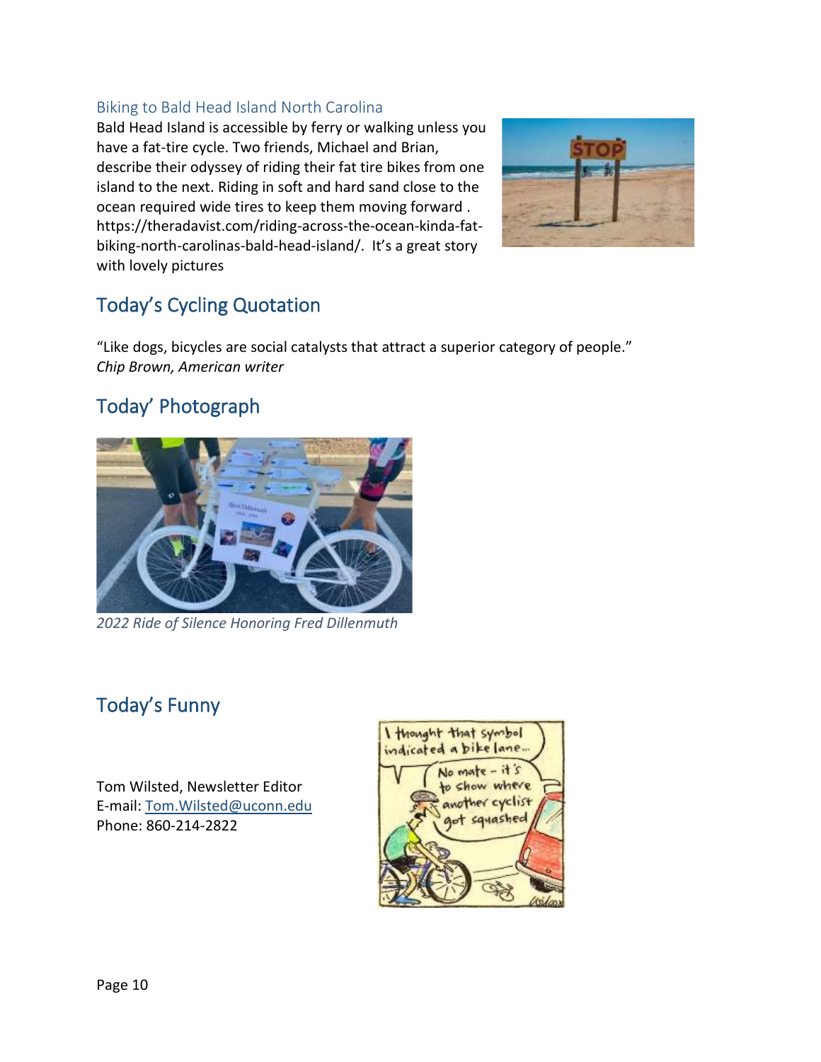### Biking to Bald Head Island North Carolina

Bald Head Island is accessible by ferry or walking unless you have a fat-tire cycle. Two friends, Michael and Brian, describe their odyssey of riding their fat tire bikes from one island to the next. Riding in soft and hard sand close to the ocean required wide tires to keep them moving forward . https://theradavist.com/riding-across-the-ocean-kinda-fat-biking-north-carolinas-bald-head-island/. It's a great story with lovely pictures

## Today's Cycling Quotation

"Like dogs, bicycles are social catalysts that attract a superior category of people."
*Chip Brown, American writer*

## Today' Photograph

*2022 Ride of Silence Honoring Fred Dillenmuth*

## Today's Funny

Tom Wilsted, Newsletter Editor
E-mail: [Tom.Wilsted@uconn.edu](mailto:Tom.Wilsted@uconn.edu)
Phone: 860-214-2822